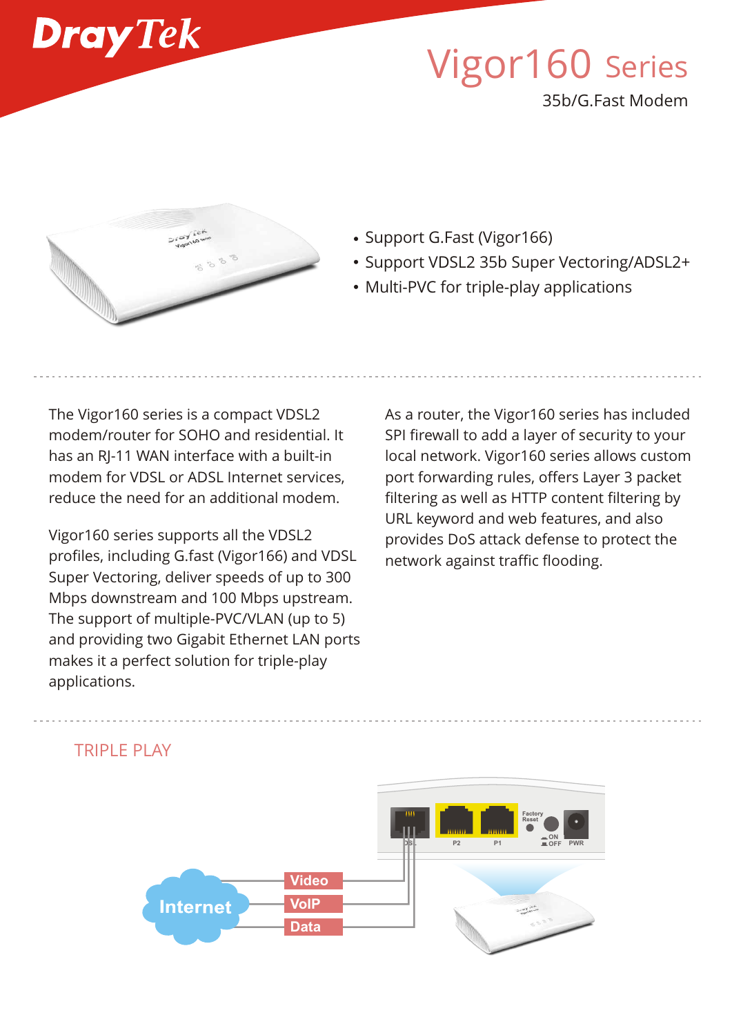# DrayTek

# Vigor160 Series

35b/G.Fast Modem

- Support G.Fast (Vigor166)
- Support VDSL2 35b Super Vectoring/ADSL2+
- Multi-PVC for triple-play applications

The Vigor160 series is a compact VDSL2 modem/router for SOHO and residential. It has an RJ-11 WAN interface with a built-in modem for VDSL or ADSL Internet services, reduce the need for an additional modem.

Vigor160 series supports all the VDSL2 profiles, including G.fast (Vigor166) and VDSL Super Vectoring, deliver speeds of up to 300 Mbps downstream and 100 Mbps upstream. The support of multiple-PVC/VLAN (up to 5) and providing two Gigabit Ethernet LAN ports makes it a perfect solution for triple-play applications.

As a router, the Vigor160 series has included SPI firewall to add a layer of security to your local network. Vigor160 series allows custom port forwarding rules, offers Layer 3 packet filtering as well as HTTP content filtering by URL keyword and web features, and also provides DoS attack defense to protect the network against traffic flooding.

## TRIPLE PLAY

Internet
Video
VoIP
Data

DSL P2 P1 Factory Reset ON OFF PWR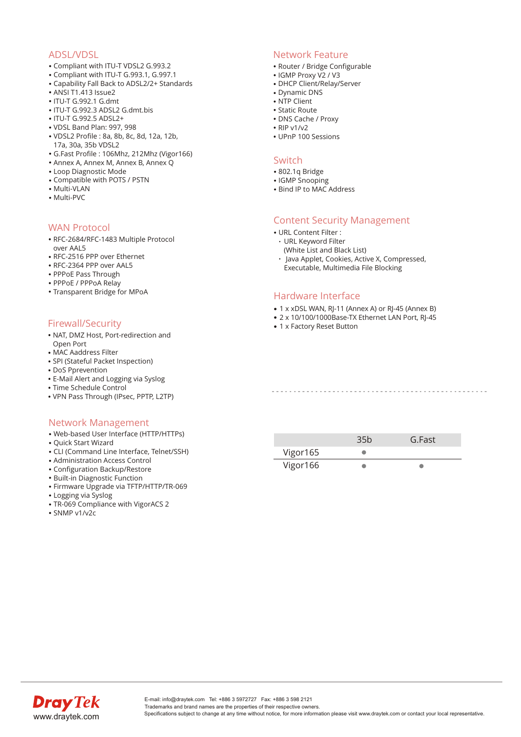## ADSL/VDSL

- Compliant with ITU-T VDSL2 G.993.2
- Compliant with ITU-T G.993.1, G.997.1
- Capability Fall Back to ADSL2/2+ Standards
- ANSI T1.413 Issue2
- ITU-T G.992.1 G.dmt
- ITU-T G.992.3 ADSL2 G.dmt.bis
- ITU-T G.992.5 ADSL2+
- VDSL Band Plan: 997, 998
- VDSL2 Profile : 8a, 8b, 8c, 8d, 12a, 12b, 17a, 30a, 35b VDSL2
- G.Fast Profile : 106Mhz, 212Mhz (Vigor166)
- Annex A, Annex M, Annex B, Annex Q
- Loop Diagnostic Mode
- Compatible with POTS / PSTN
- Multi-VLAN
- Multi-PVC

## WAN Protocol

- RFC-2684/RFC-1483 Multiple Protocol over AAL5
- RFC-2516 PPP over Ethernet
- RFC-2364 PPP over AAL5
- PPPoE Pass Through
- PPPoE / PPPoA Relay
- Transparent Bridge for MPoA

## Firewall/Security

- NAT, DMZ Host, Port-redirection and Open Port
- MAC Aaddress Filter
- SPI (Stateful Packet Inspection)
- DoS Pprevention
- E-Mail Alert and Logging via Syslog
- Time Schedule Control
- VPN Pass Through (IPsec, PPTP, L2TP)

## Network Management

- Web-based User Interface (HTTP/HTTPs)
- Quick Start Wizard
- CLI (Command Line Interface, Telnet/SSH)
- Administration Access Control
- Configuration Backup/Restore
- Built-in Diagnostic Function
- Firmware Upgrade via TFTP/HTTP/TR-069
- Logging via Syslog
- TR-069 Compliance with VigorACS 2
- SNMP v1/v2c

## Network Feature

- Router / Bridge Configurable
- IGMP Proxy V2 / V3
- DHCP Client/Relay/Server
- Dynamic DNS
- NTP Client
- Static Route
- DNS Cache / Proxy
- RIP v1/v2
- UPnP 100 Sessions

## Switch

- 802.1q Bridge
- IGMP Snooping
- Bind IP to MAC Address

## Content Security Management

- URL Content Filter :
  - URL Keyword Filter (White List and Black List)
  - Java Applet, Cookies, Active X, Compressed, Executable, Multimedia File Blocking

## Hardware Interface

- 1 x xDSL WAN, RJ-11 (Annex A) or RJ-45 (Annex B)
- 2 x 10/100/1000Base-TX Ethernet LAN Port, RJ-45
- 1 x Factory Reset Button

| | 35b | G.Fast |
|---|---|---|
| Vigor165 | ● | |
| Vigor166 | ● | ● |

DrayTek
www.draytek.com

E-mail: info@draytek.com Tel: +886 3 5972727 Fax: +886 3 598 2121
Trademarks and brand names are the properties of their respective owners.
Specifications subject to change at any time without notice, for more information please visit www.draytek.com or contact your local representative.